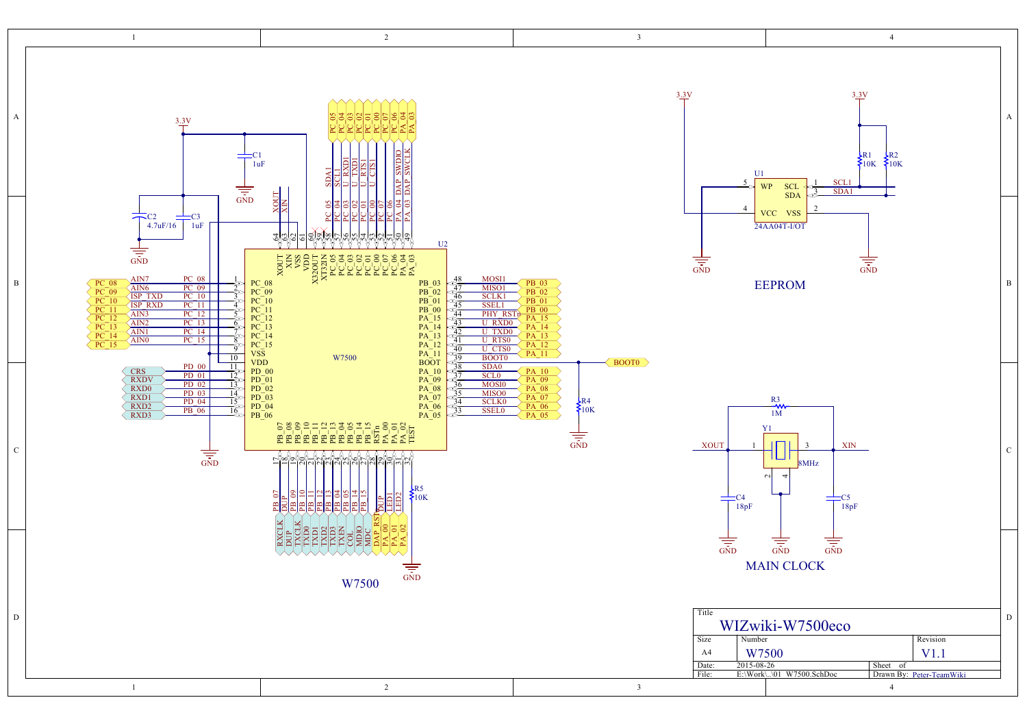# W7500

## U2 — W7500

| Pin | Pin Name | Net |
|---|---|---|
| 1 | PC_08 | PC_08 (AIN7) |
| 2 | PC_09 | PC_09 (AIN6) |
| 3 | PC_10 | PC_10 (ISP_TXD) |
| 4 | PC_11 | PC_11 (ISP_RXD) |
| 5 | PC_12 | PC_12 (AIN3) |
| 6 | PC_13 | PC_13 (AIN2) |
| 7 | PC_14 | PC_14 (AIN1) |
| 8 | PC_15 | PC_15 (AIN0) |
| 9 | VSS | GND |
| 10 | VDD | 3.3V |
| 11 | PD_00 | PD_00 (CRS) |
| 12 | PD_01 | PD_01 (RXDV) |
| 13 | PD_02 | PD_02 (RXD0) |
| 14 | PD_03 | PD_03 (RXD1) |
| 15 | PD_04 | PD_04 (RXD2) |
| 16 | PB_06 | PB_06 (RXD3) |
| 17 | PB_07 | PB_07 (RXCLK) |
| 18 | PB_08 | DUP |
| 19 | PB_09 | PB_09 (TXCLK) |
| 20 | PB_10 | PB_10 (TXD0) |
| 21 | PB_11 | PB_11 (TXD1) |
| 22 | PB_12 | PB_12 (TXD2) |
| 23 | PB_13 | PB_13 (TXD3) |
| 24 | PB_04 | PB_04 (TXEN) |
| 25 | PB_05 | PB_05 (COL) |
| 26 | PB_14 | PB_14 (MDIO) |
| 27 | PB_15 | PB_15 (MDC) |
| 28 | RSTn | DAP_RST |
| 29 | PA_00 | DUP / PA_00 |
| 30 | PA_01 | LED1 / PA_01 |
| 31 | PA_02 | LED2 / PA_02 |
| 32 | TEST | GND |
| 33 | PA_05 | SSEL0 / PA_05 |
| 34 | PA_06 | SCLK0 / PA_06 |
| 35 | PA_07 | MISO0 / PA_07 |
| 36 | PA_08 | MOSI0 / PA_08 |
| 37 | PA_09 | SCL0 / PA_09 |
| 38 | PA_10 | SDA0 / PA_10 |
| 39 | BOOT | BOOT0 |
| 40 | PA_11 | U_CTS0 / PA_11 |
| 41 | PA_12 | U_RTS0 / PA_12 |
| 42 | PA_13 | U_TXD0 / PA_13 |
| 43 | PA_14 | U_RXD0 / PA_14 |
| 44 | PA_15 | PHY_RSTn / PB_00 |
| 45 | PB_00 | SSEL1 / PB_01 |
| 46 | PB_01 | SCLK1 / PB_02 |
| 47 | PB_02 | MISO1 / PB_02 |
| 48 | PB_03 | MOSI1 / PB_03 |
| 49 | PA_03 | PA_03 DAP_SWCLK |
| 50 | PA_04 | PA_04 DAP_SWDIO |
| 51 | PC_06 | PC_06 |
| 52 | PC_07 | PC_07 |
| 53 | PC_00 | PC_00 U_CTS1 |
| 54 | PC_01 | PC_01 U_RTS1 |
| 55 | PC_02 | PC_02 U_TXD1 |
| 56 | PC_03 | PC_03 U_RXD1 |
| 57 | PC_04 | PC_04 SCL1 |
| 58 | PC_05 | PC_05 SDA1 |
| 59 | XT32IN | NC |
| 60 | X32OUT | NC |
| 61 | VDD | 3.3V |
| 62 | VSS | GND |
| 63 | XIN | XIN |
| 64 | XOUT | XOUT |

- C1 1uF, C2 4.7uF/16, C3 1uF (3.3V decoupling to GND)
- R4 10K (BOOT0 to GND)
- R5 10K

# EEPROM

U1 — 24AA04T-I/OT

| Pin | Name | Net |
|---|---|---|
| 1 | SCL | SCL1 |
| 2 | VSS | GND |
| 3 | SDA | SDA1 |
| 4 | VCC | 3.3V |
| 5 | WP | GND |

- R1 10K, R2 10K (pull-ups to 3.3V)

# MAIN CLOCK

- Y1 8MHz (pin 1: XOUT, pin 3: XIN, pins 2,4: GND)
- R3 1M
- C4 18pF, C5 18pF

| Title | WIZwiki-W7500eco | | |
|---|---|---|---|
| Size | A4 | Number: W7500 | Revision: V1.1 |
| Date: | 2015-08-26 | Sheet of | |
| File: | E:\Work\...\01_W7500.SchDoc | Drawn By: Peter-TeamWiki | |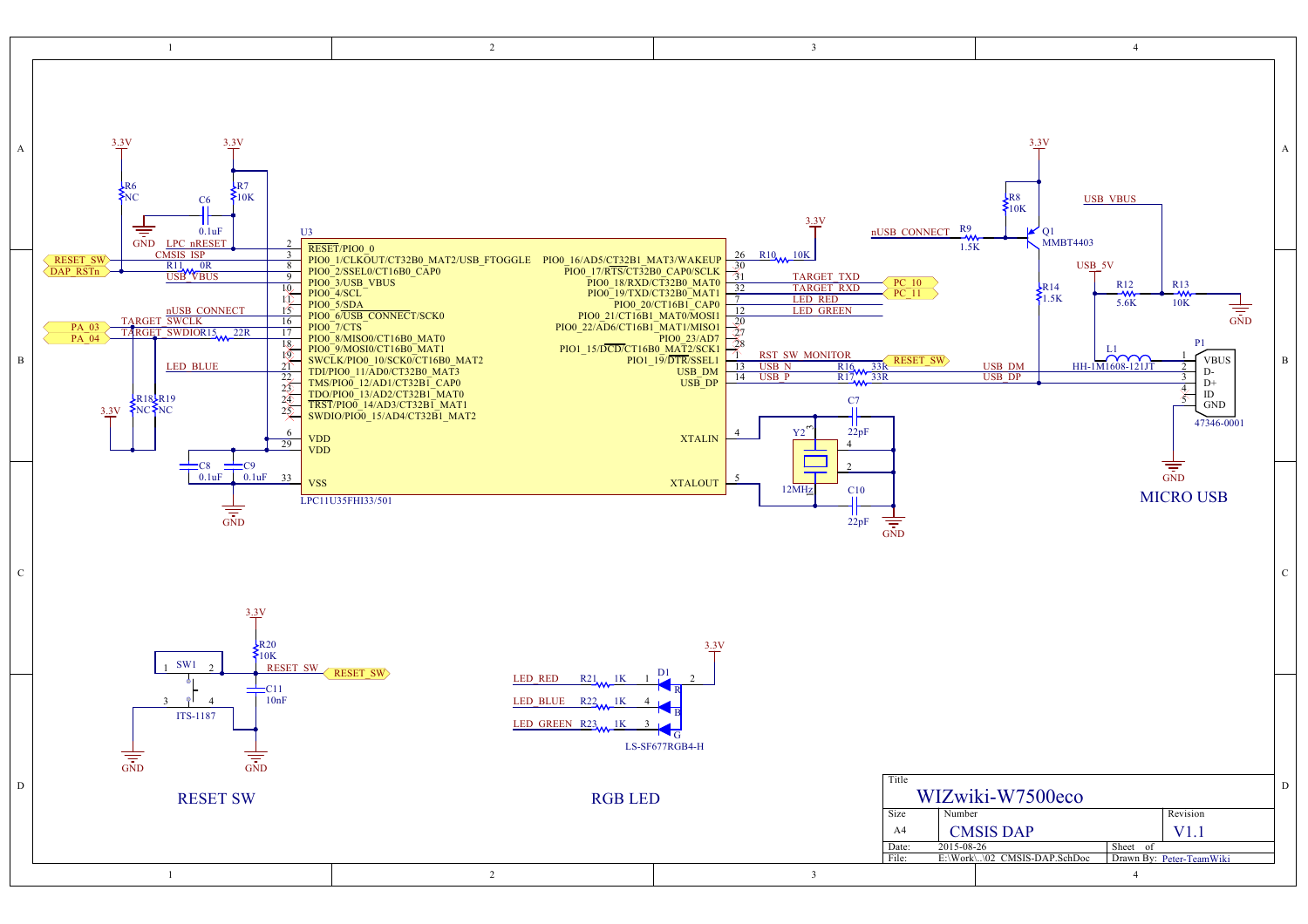# WIZwiki-W7500eco

## CMSIS DAP

U3: LPC11U35FHI33/501

| Pin | Function | Net |
|---|---|---|
| 2 | RESET/PIO0_0 | LPC_nRESET |
| 3 | PIO0_1/CLKOUT/CT32B0_MAT2/USB_FTOGGLE | CMSIS_ISP |
| 8 | PIO0_2/SSEL0/CT16B0_CAP0 | RESET_SW |
| 9 | PIO0_3/USB_VBUS | USB_VBUS |
| 10 | PIO0_4/SCL | |
| 11 | PIO0_5/SDA | |
| 15 | PIO0_6/USB_CONNECT/SCK0 | nUSB_CONNECT |
| 16 | PIO0_7/CTS | TARGET_SWCLK |
| 17 | PIO0_8/MISO0/CT16B0_MAT0 | TARGET_SWDIO (R15 22R) |
| 18 | PIO0_9/MOSI0/CT16B0_MAT1 | |
| 19 | SWCLK/PIO0_10/SCK0/CT16B0_MAT2 | |
| 21 | TDI/PIO0_11/AD0/CT32B0_MAT3 | LED_BLUE |
| 22 | TMS/PIO0_12/AD1/CT32B1_CAP0 | |
| 23 | TDO/PIO0_13/AD2/CT32B1_MAT0 | |
| 24 | TRST/PIO0_14/AD3/CT32B1_MAT1 | |
| 25 | SWDIO/PIO0_15/AD4/CT32B1_MAT2 | |
| 6, 29 | VDD | 3.3V |
| 33 | VSS | GND |
| 26 | PIO0_16/AD5/CT32B1_MAT3/WAKEUP | R10 10K to 3.3V |
| 30 | PIO0_17/RTS/CT32B0_CAP0/SCLK | |
| 31 | PIO0_18/RXD/CT32B0_MAT0 | TARGET_TXD (PC_10) |
| 32 | PIO0_19/TXD/CT32B0_MAT1 | TARGET_RXD (PC_11) |
| 7 | PIO0_20/CT16B1_CAP0 | LED_RED |
| 12 | PIO0_21/CT16B1_MAT0/MOSI1 | LED_GREEN |
| 20 | PIO0_22/AD6/CT16B1_MAT1/MISO1 | |
| 27 | PIO0_23/AD7 | |
| 28 | PIO1_15/DCD/CT16B0_MAT2/SCK1 | |
| 1 | PIO1_19/DTR/SSEL1 | RST_SW_MONITOR (RESET_SW) |
| 13 | USB_DM | USB_N (R16 33R) → USB_DM |
| 14 | USB_DP | USB_P (R17 33R) → USB_DP |
| 4 | XTALIN | Y2 12MHz, C7 22pF |
| 5 | XTALOUT | Y2 12MHz, C10 22pF |

Other components: R6 NC, R7 10K, C6 0.1uF, R11 0R (DAP_RSTn), PA_03, PA_04, R18 NC, R19 NC, C8 0.1uF, C9 0.1uF, 3.3V, GND.

USB connect: R9 1.5K, Q1 MMBT4403, R8 10K, R14 1.5K, USB_VBUS, USB_5V, R12 5.6K, R13 10K, L1 HH-1M1608-121JT.

P1 47346-0001: 1 VBUS, 2 D-, 3 D+, 4 ID, 5 GND

## MICRO USB

SW1 ITS-1187, R20 10K, C11 10nF, RESET_SW, 3.3V, GND

## RESET SW

D1 LS-SF677RGB4-H: LED_RED R21 1K (R), LED_BLUE R22 1K (B), LED_GREEN R23 1K (G), 3.3V

## RGB LED

| Title | WIZwiki-W7500eco | |
|---|---|---|
| Size: A4 | Number: CMSIS DAP | Revision: V1.1 |
| Date: 2015-08-26 | Sheet of | |
| File: E:\Work\..\02_CMSIS-DAP.SchDoc | Drawn By: Peter-TeamWiki | |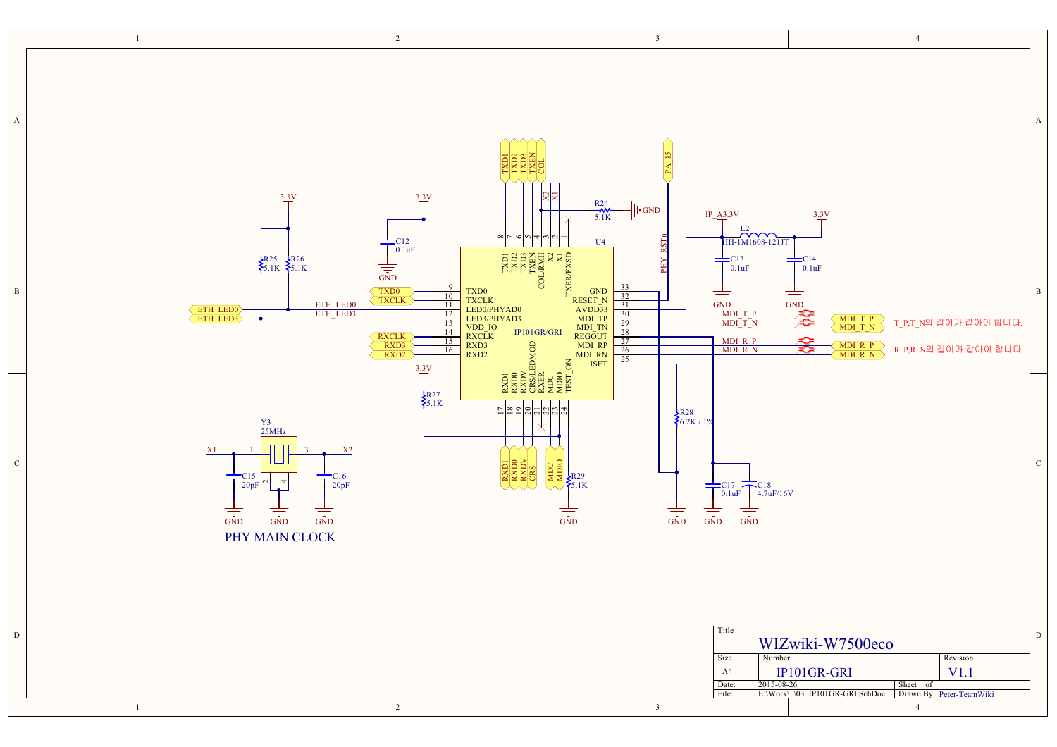PHY MAIN CLOCK

T_P,T_N의 길이가 같아야 합니다.

R_P,R_N의 길이가 같아야 합니다.

| Title | WIZwiki-W7500eco | |
|---|---|---|
| Size: A4 | Number: IP101GR-GRI | Revision: V1.1 |
| Date: 2015-08-26 | Sheet of | |
| File: E:\Work\...\03_IP101GR-GRI.SchDoc | Drawn By: Peter-TeamWiki | |

U4 IP101GR/GRI

| Pin | Name | Net |
|---|---|---|
| 1 | TXER/FXSD | |
| 2 | X1 | X1 |
| 3 | X2 | X2 |
| 4 | COL/RMII | COL |
| 5 | TXEN | TXEN |
| 6 | TXD3 | TXD3 |
| 7 | TXD2 | TXD2 |
| 8 | TXD1 | TXD1 |
| 9 | TXD0 | TXD0 |
| 10 | TXCLK | TXCLK |
| 11 | LED0/PHYAD0 | ETH_LED0 |
| 12 | LED3/PHYAD3 | ETH_LED3 |
| 13 | VDD_IO | 3.3V |
| 14 | RXCLK | RXCLK |
| 15 | RXD3 | RXD3 |
| 16 | RXD2 | RXD2 |
| 17 | RXD1 | RXD1 |
| 18 | RXD0 | RXD0 |
| 19 | RXDV | RXDV |
| 20 | CRS/LEDMOD | CRS |
| 21 | RXER | |
| 22 | MDC | MDC |
| 23 | MDIO | MDIO |
| 24 | TEST_ON | |
| 25 | ISET | |
| 26 | MDI_RN | MDI_R_N |
| 27 | MDI_RP | MDI_R_P |
| 28 | REGOUT | |
| 29 | MDI_TN | MDI_T_N |
| 30 | MDI_TP | MDI_T_P |
| 31 | AVDD33 | |
| 32 | RESET_N | PHY_RSTn (PA_15) |
| 33 | GND | GND |

Components:

- R24 5.1K
- R25 5.1K
- R26 5.1K
- R27 5.1K
- R28 6.2K / 1%
- R29 5.1K
- C12 0.1uF
- C13 0.1uF
- C14 0.1uF
- C15 20pF
- C16 20pF
- C17 0.1uF
- C18 4.7uF/16V
- L2 HH-1M1608-121JT
- Y3 25MHz

Power nets: 3.3V, IP_A3.3V, GND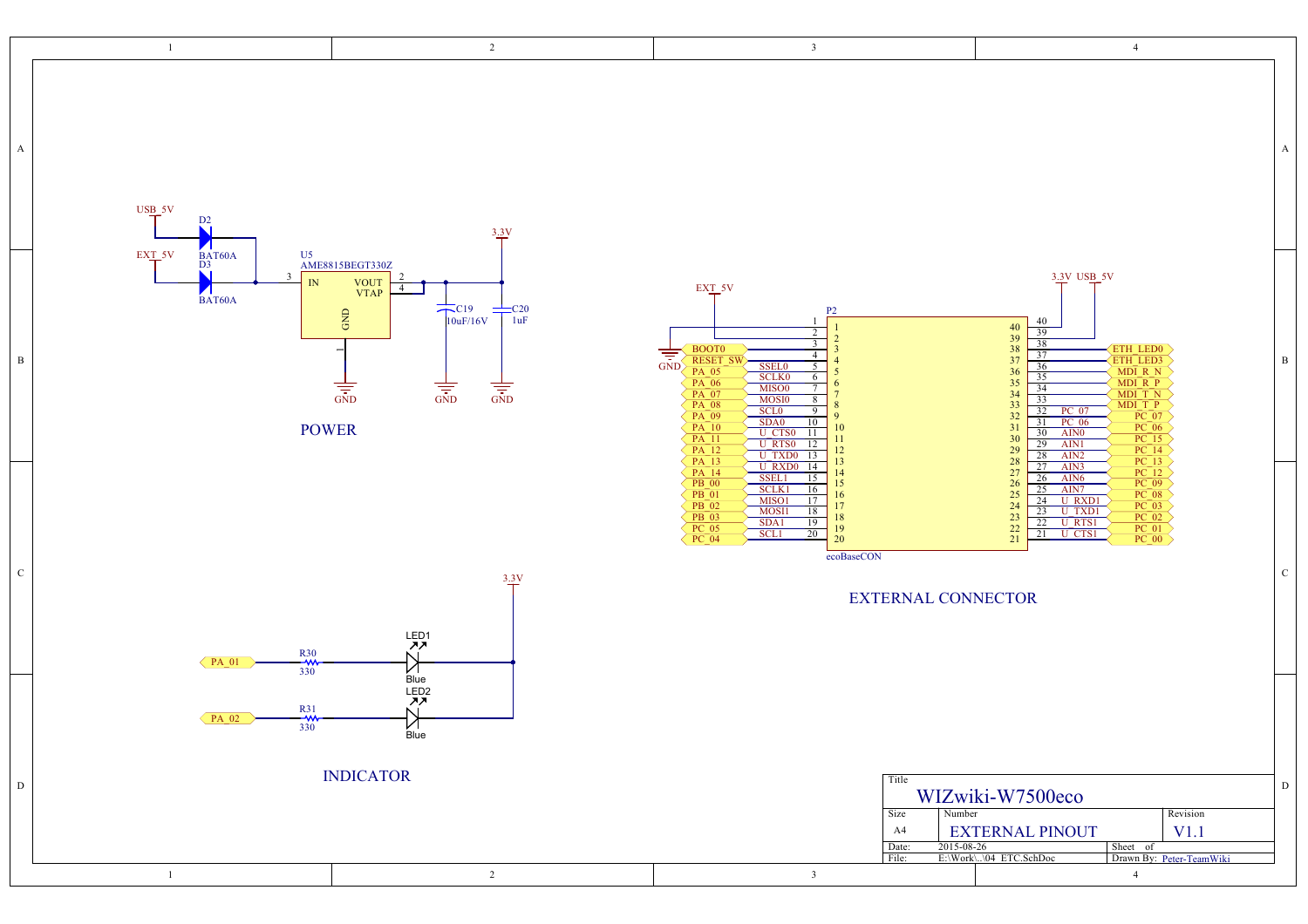## POWER

USB_5V, EXT_5V

D2 BAT60A
D3 BAT60A

U5 AME8815BEGT330Z
IN (3), VOUT (2), VTAP (4), GND (1)

C19 10uF/16V
C20 1uF

3.3V

GND GND GND

## EXTERNAL CONNECTOR

P2 ecoBaseCON

EXT_5V, 3.3V, USB_5V, GND

| Net | Signal | Pin | Pin | Signal | Net |
| --- | --- | --- | --- | --- | --- |
| GND | | 1 | 40 | | 3.3V |
| EXT_5V | | 2 | 39 | | USB_5V |
| BOOT0 | | 3 | 38 | | ETH_LED0 |
| RESET_SW | | 4 | 37 | | ETH_LED3 |
| PA_05 | SSEL0 | 5 | 36 | | MDI_R_N |
| PA_06 | SCLK0 | 6 | 35 | | MDI_R_P |
| PA_07 | MOSI0 | 7 | 34 | | MDI_T_N |
| PA_08 | MISO0 | 8 | 33 | | MDI_T_P |
| PA_09 | SCL0 | 9 | 32 | PC_07 | PC_07 |
| PA_10 | SDA0 | 10 | 31 | PC_06 | PC_06 |
| PA_11 | U_CTS0 | 11 | 30 | AIN0 | PC_15 |
| PA_12 | U_RTS0 | 12 | 29 | AIN1 | PC_14 |
| PA_13 | U_TXD0 | 13 | 28 | AIN2 | PC_13 |
| PA_14 | U_RXD0 | 14 | 27 | AIN3 | PC_12 |
| PB_00 | SSEL1 | 15 | 26 | AIN6 | PC_09 |
| PB_01 | SCLK1 | 16 | 25 | AIN7 | PC_08 |
| PB_02 | MISO1 | 17 | 24 | U_RXD1 | PC_03 |
| PB_03 | MOSI1 | 18 | 23 | U_TXD1 | PC_02 |
| PC_05 | SDA1 | 19 | 22 | U_RTS1 | PC_01 |
| PC_04 | SCL1 | 20 | 21 | U_CTS1 | PC_00 |

## INDICATOR

PA_01 — R30 330 — LED1 Blue — 3.3V
PA_02 — R31 330 — LED2 Blue — 3.3V

| | | |
| --- | --- | --- |
| Title | WIZwiki-W7500eco | |
| Size: A4 | Number: EXTERNAL PINOUT | Revision: V1.1 |
| Date: 2015-08-26 | | Sheet of |
| File: E:\Work\...\04_ETC.SchDoc | | Drawn By: Peter-TeamWiki |